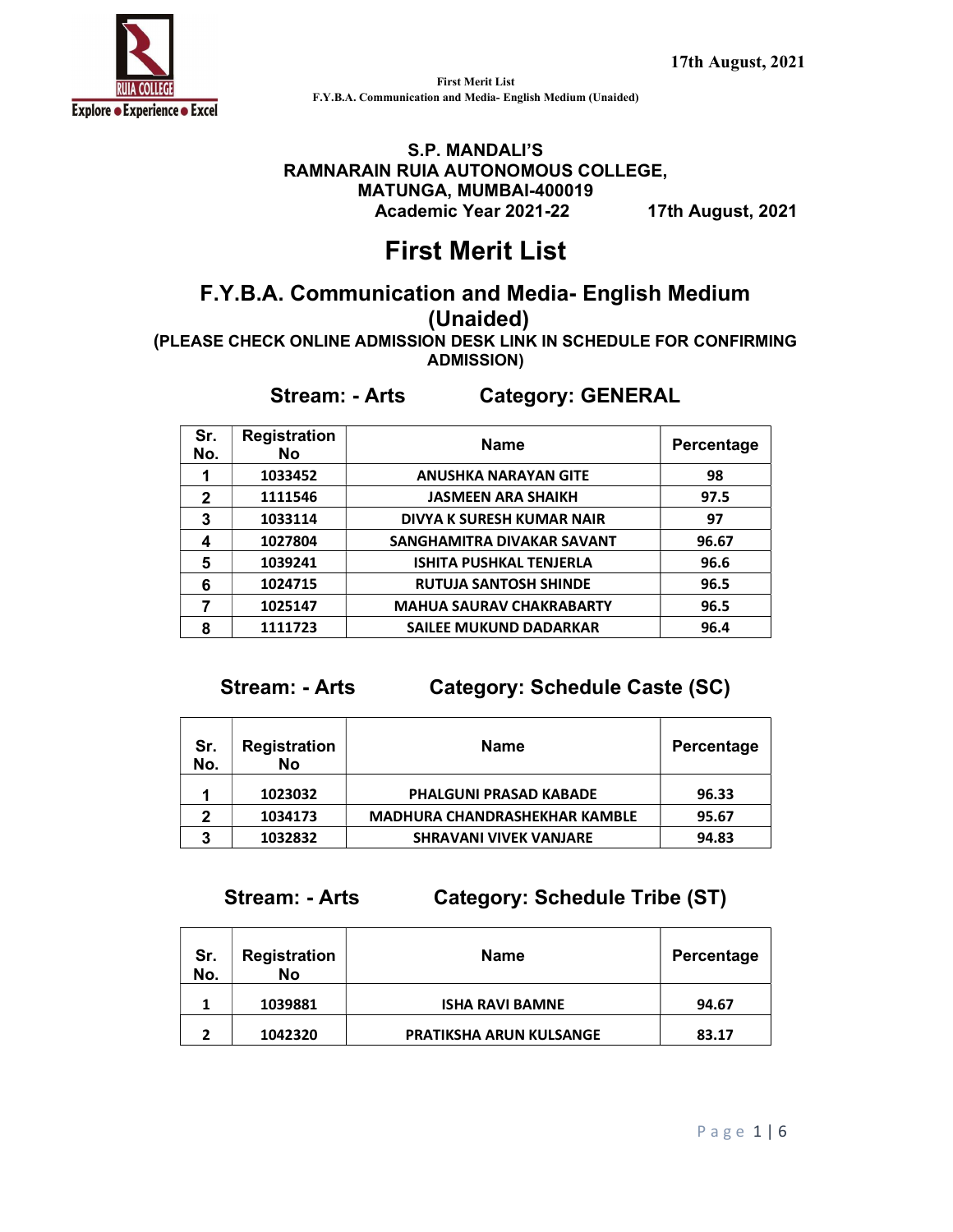17th August, 2021

First Merit List
F.Y.B.A. Communication and Media- English Medium (Unaided)

**S.P. MANDALI'S**
**RAMNARAIN RUIA AUTONOMOUS COLLEGE,**
**MATUNGA, MUMBAI-400019**
**Academic Year 2021-22 17th August, 2021**

# First Merit List

## F.Y.B.A. Communication and Media- English Medium (Unaided)

**(PLEASE CHECK ONLINE ADMISSION DESK LINK IN SCHEDULE FOR CONFIRMING ADMISSION)**

### Stream: - Arts Category: GENERAL

| Sr. No. | Registration No | Name | Percentage |
|---|---|---|---|
| 1 | 1033452 | ANUSHKA NARAYAN GITE | 98 |
| 2 | 1111546 | JASMEEN ARA SHAIKH | 97.5 |
| 3 | 1033114 | DIVYA K SURESH KUMAR NAIR | 97 |
| 4 | 1027804 | SANGHAMITRA DIVAKAR SAVANT | 96.67 |
| 5 | 1039241 | ISHITA PUSHKAL TENJERLA | 96.6 |
| 6 | 1024715 | RUTUJA SANTOSH SHINDE | 96.5 |
| 7 | 1025147 | MAHUA SAURAV CHAKRABARTY | 96.5 |
| 8 | 1111723 | SAILEE MUKUND DADARKAR | 96.4 |

### Stream: - Arts Category: Schedule Caste (SC)

| Sr. No. | Registration No | Name | Percentage |
|---|---|---|---|
| 1 | 1023032 | PHALGUNI PRASAD KABADE | 96.33 |
| 2 | 1034173 | MADHURA CHANDRASHEKHAR KAMBLE | 95.67 |
| 3 | 1032832 | SHRAVANI VIVEK VANJARE | 94.83 |

### Stream: - Arts Category: Schedule Tribe (ST)

| Sr. No. | Registration No | Name | Percentage |
|---|---|---|---|
| 1 | 1039881 | ISHA RAVI BAMNE | 94.67 |
| 2 | 1042320 | PRATIKSHA ARUN KULSANGE | 83.17 |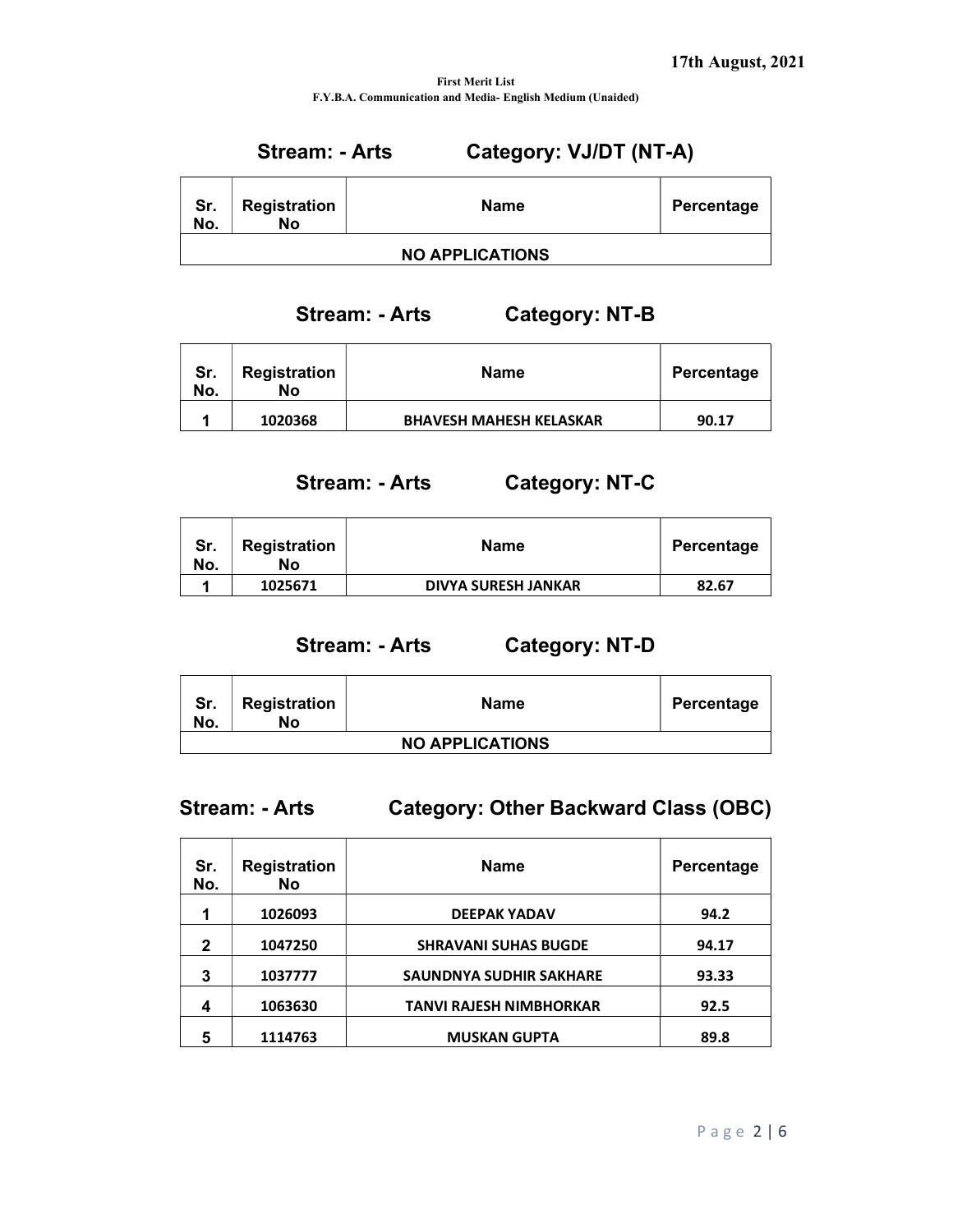17th August, 2021

**First Merit List**
**F.Y.B.A. Communication and Media- English Medium (Unaided)**

## Stream: - Arts Category: VJ/DT (NT-A)

| Sr. No. | Registration No | Name | Percentage |
|---|---|---|---|
| NO APPLICATIONS | | | |

## Stream: - Arts Category: NT-B

| Sr. No. | Registration No | Name | Percentage |
|---|---|---|---|
| 1 | 1020368 | BHAVESH MAHESH KELASKAR | 90.17 |

## Stream: - Arts Category: NT-C

| Sr. No. | Registration No | Name | Percentage |
|---|---|---|---|
| 1 | 1025671 | DIVYA SURESH JANKAR | 82.67 |

## Stream: - Arts Category: NT-D

| Sr. No. | Registration No | Name | Percentage |
|---|---|---|---|
| NO APPLICATIONS | | | |

## Stream: - Arts Category: Other Backward Class (OBC)

| Sr. No. | Registration No | Name | Percentage |
|---|---|---|---|
| 1 | 1026093 | DEEPAK YADAV | 94.2 |
| 2 | 1047250 | SHRAVANI SUHAS BUGDE | 94.17 |
| 3 | 1037777 | SAUNDNYA SUDHIR SAKHARE | 93.33 |
| 4 | 1063630 | TANVI RAJESH NIMBHORKAR | 92.5 |
| 5 | 1114763 | MUSKAN GUPTA | 89.8 |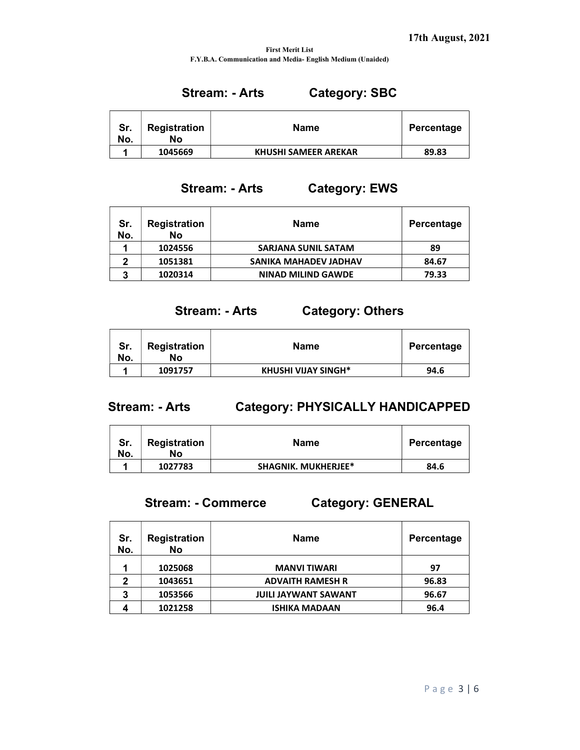17th August, 2021

**First Merit List**
**F.Y.B.A. Communication and Media- English Medium (Unaided)**

## Stream: - Arts Category: SBC

| Sr. No. | Registration No | Name | Percentage |
|---|---|---|---|
| 1 | 1045669 | KHUSHI SAMEER AREKAR | 89.83 |

## Stream: - Arts Category: EWS

| Sr. No. | Registration No | Name | Percentage |
|---|---|---|---|
| 1 | 1024556 | SARJANA SUNIL SATAM | 89 |
| 2 | 1051381 | SANIKA MAHADEV JADHAV | 84.67 |
| 3 | 1020314 | NINAD MILIND GAWDE | 79.33 |

## Stream: - Arts Category: Others

| Sr. No. | Registration No | Name | Percentage |
|---|---|---|---|
| 1 | 1091757 | KHUSHI VIJAY SINGH* | 94.6 |

## Stream: - Arts Category: PHYSICALLY HANDICAPPED

| Sr. No. | Registration No | Name | Percentage |
|---|---|---|---|
| 1 | 1027783 | SHAGNIK. MUKHERJEE* | 84.6 |

## Stream: - Commerce Category: GENERAL

| Sr. No. | Registration No | Name | Percentage |
|---|---|---|---|
| 1 | 1025068 | MANVI TIWARI | 97 |
| 2 | 1043651 | ADVAITH RAMESH R | 96.83 |
| 3 | 1053566 | JUILI JAYWANT SAWANT | 96.67 |
| 4 | 1021258 | ISHIKA MADAAN | 96.4 |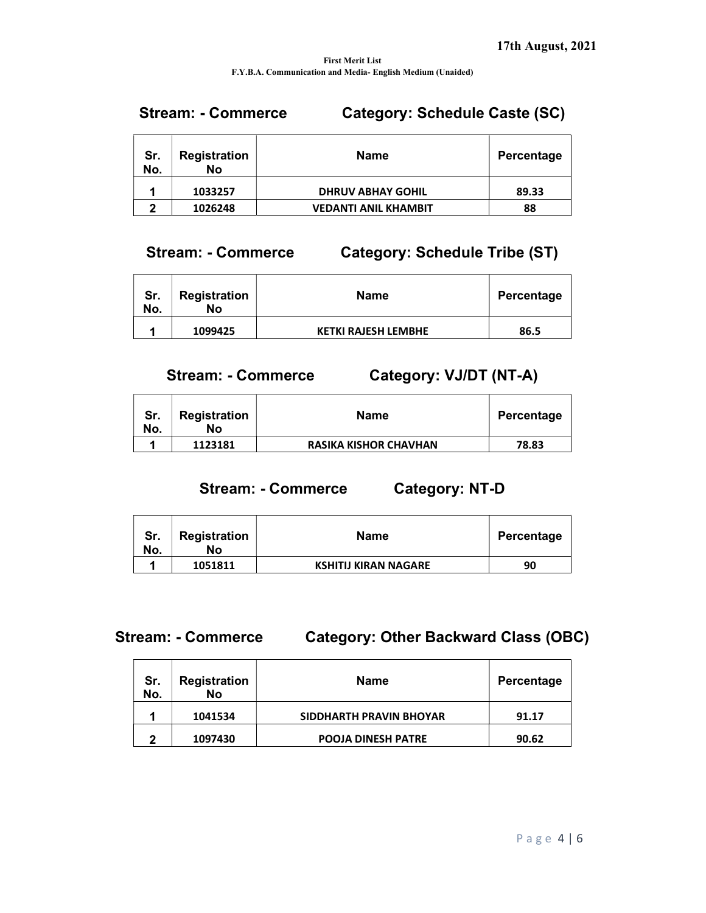17th August, 2021

**First Merit List**
**F.Y.B.A. Communication and Media- English Medium (Unaided)**

### Stream: - Commerce &nbsp;&nbsp;&nbsp;&nbsp; Category: Schedule Caste (SC)

| Sr. No. | Registration No | Name | Percentage |
|---|---|---|---|
| 1 | 1033257 | DHRUV ABHAY GOHIL | 89.33 |
| 2 | 1026248 | VEDANTI ANIL KHAMBIT | 88 |

### Stream: - Commerce &nbsp;&nbsp;&nbsp;&nbsp; Category: Schedule Tribe (ST)

| Sr. No. | Registration No | Name | Percentage |
|---|---|---|---|
| 1 | 1099425 | KETKI RAJESH LEMBHE | 86.5 |

### Stream: - Commerce &nbsp;&nbsp;&nbsp;&nbsp; Category: VJ/DT (NT-A)

| Sr. No. | Registration No | Name | Percentage |
|---|---|---|---|
| 1 | 1123181 | RASIKA KISHOR CHAVHAN | 78.83 |

### Stream: - Commerce &nbsp;&nbsp;&nbsp;&nbsp; Category: NT-D

| Sr. No. | Registration No | Name | Percentage |
|---|---|---|---|
| 1 | 1051811 | KSHITIJ KIRAN NAGARE | 90 |

### Stream: - Commerce &nbsp;&nbsp;&nbsp;&nbsp; Category: Other Backward Class (OBC)

| Sr. No. | Registration No | Name | Percentage |
|---|---|---|---|
| 1 | 1041534 | SIDDHARTH PRAVIN BHOYAR | 91.17 |
| 2 | 1097430 | POOJA DINESH PATRE | 90.62 |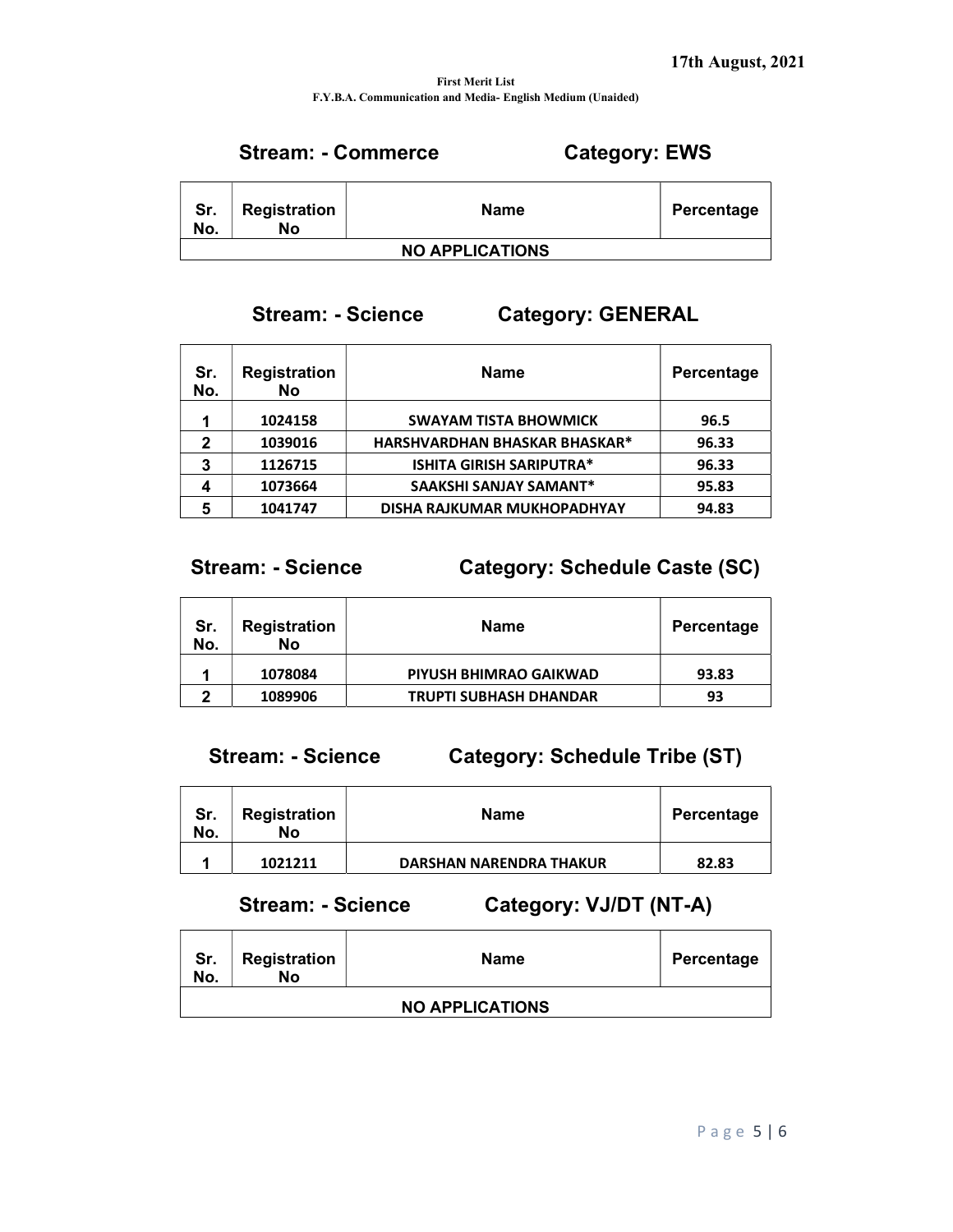17th August, 2021

**First Merit List**
**F.Y.B.A. Communication and Media- English Medium (Unaided)**

## Stream: - Commerce Category: EWS

| Sr. No. | Registration No | Name | Percentage |
|---|---|---|---|
| NO APPLICATIONS | | | |

## Stream: - Science Category: GENERAL

| Sr. No. | Registration No | Name | Percentage |
|---|---|---|---|
| 1 | 1024158 | SWAYAM TISTA BHOWMICK | 96.5 |
| 2 | 1039016 | HARSHVARDHAN BHASKAR BHASKAR* | 96.33 |
| 3 | 1126715 | ISHITA GIRISH SARIPUTRA* | 96.33 |
| 4 | 1073664 | SAAKSHI SANJAY SAMANT* | 95.83 |
| 5 | 1041747 | DISHA RAJKUMAR MUKHOPADHYAY | 94.83 |

## Stream: - Science Category: Schedule Caste (SC)

| Sr. No. | Registration No | Name | Percentage |
|---|---|---|---|
| 1 | 1078084 | PIYUSH BHIMRAO GAIKWAD | 93.83 |
| 2 | 1089906 | TRUPTI SUBHASH DHANDAR | 93 |

## Stream: - Science Category: Schedule Tribe (ST)

| Sr. No. | Registration No | Name | Percentage |
|---|---|---|---|
| 1 | 1021211 | DARSHAN NARENDRA THAKUR | 82.83 |

## Stream: - Science Category: VJ/DT (NT-A)

| Sr. No. | Registration No | Name | Percentage |
|---|---|---|---|
| NO APPLICATIONS | | | |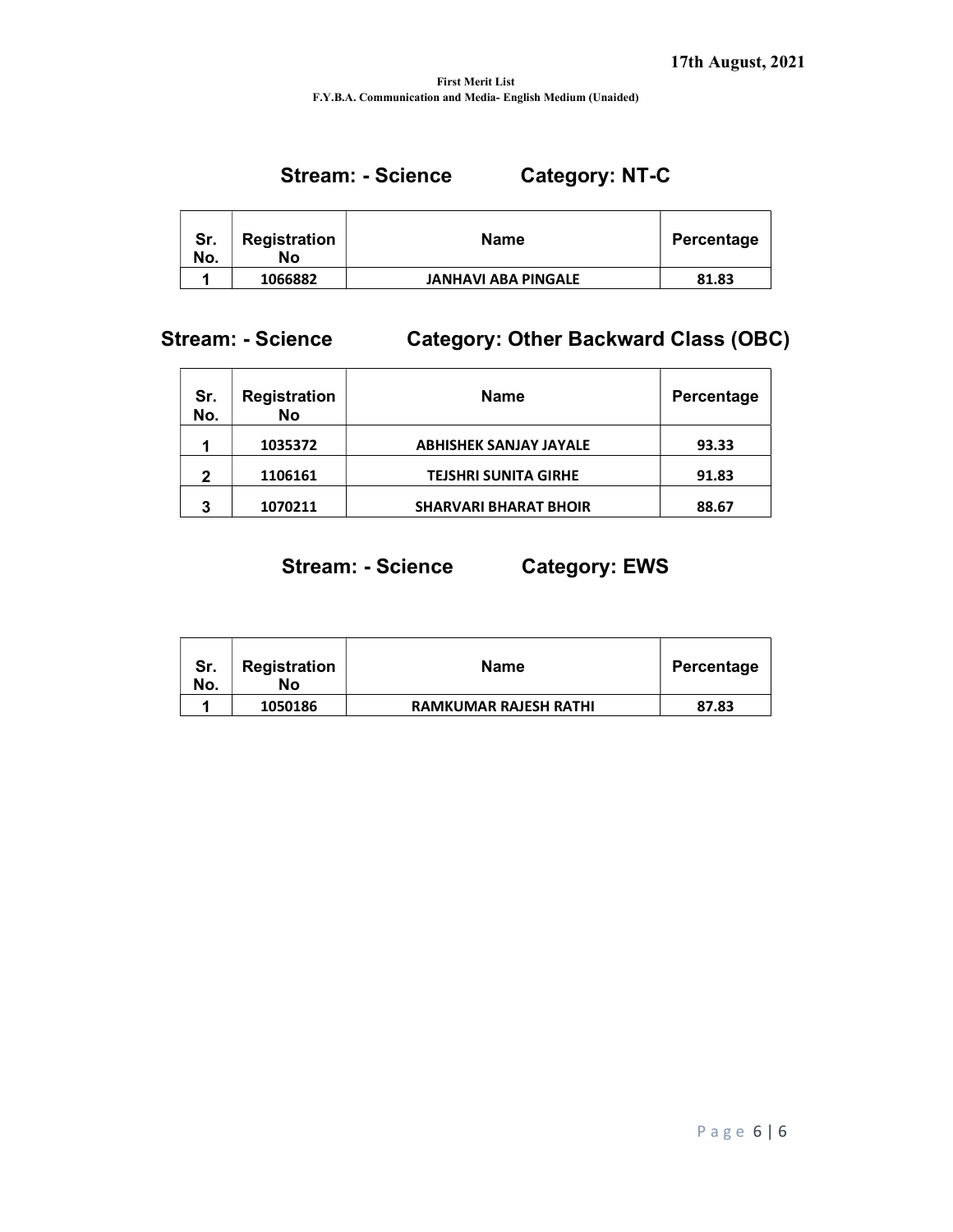17th August, 2021

**First Merit List**
**F.Y.B.A. Communication and Media- English Medium (Unaided)**

## Stream: - Science Category: NT-C

| Sr. No. | Registration No | Name | Percentage |
|---|---|---|---|
| 1 | 1066882 | JANHAVI ABA PINGALE | 81.83 |

## Stream: - Science Category: Other Backward Class (OBC)

| Sr. No. | Registration No | Name | Percentage |
|---|---|---|---|
| 1 | 1035372 | ABHISHEK SANJAY JAYALE | 93.33 |
| 2 | 1106161 | TEJSHRI SUNITA GIRHE | 91.83 |
| 3 | 1070211 | SHARVARI BHARAT BHOIR | 88.67 |

## Stream: - Science Category: EWS

| Sr. No. | Registration No | Name | Percentage |
|---|---|---|---|
| 1 | 1050186 | RAMKUMAR RAJESH RATHI | 87.83 |